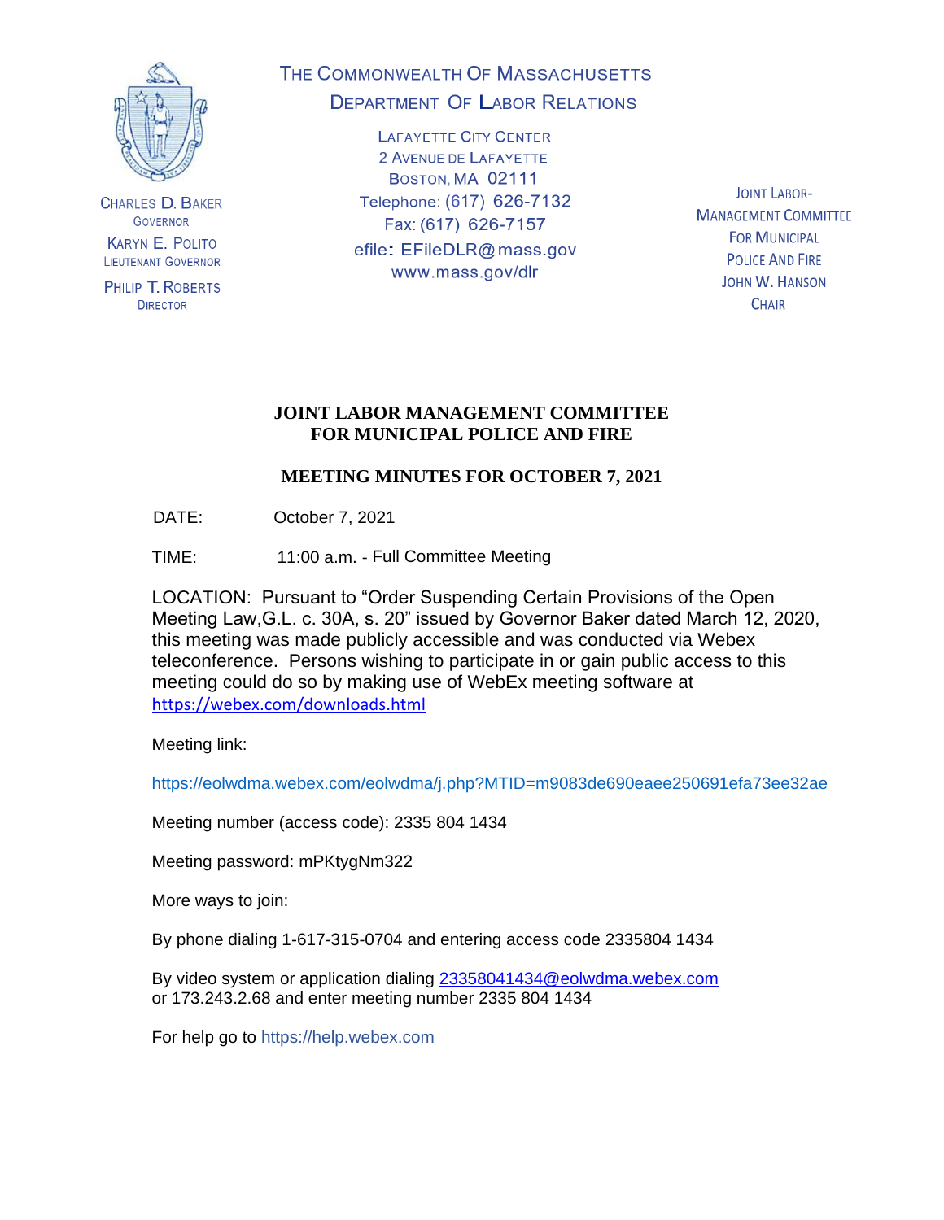CHARLES D. BAKER
GOVERNOR

KARYN E. POLITO
LIEUTENANT GOVERNOR

PHILIP T. ROBERTS
DIRECTOR

THE COMMONWEALTH OF MASSACHUSETTS
DEPARTMENT OF LABOR RELATIONS

LAFAYETTE CITY CENTER
2 AVENUE DE LAFAYETTE
BOSTON, MA 02111
Telephone: (617) 626-7132
Fax: (617) 626-7157
efile: EFileDLR@mass.gov
www.mass.gov/dlr

JOINT LABOR-
MANAGEMENT COMMITTEE
FOR MUNICIPAL
POLICE AND FIRE
JOHN W. HANSON
CHAIR

# JOINT LABOR MANAGEMENT COMMITTEE FOR MUNICIPAL POLICE AND FIRE

## MEETING MINUTES FOR OCTOBER 7, 2021

DATE: October 7, 2021

TIME: 11:00 a.m. - Full Committee Meeting

LOCATION: Pursuant to "Order Suspending Certain Provisions of the Open Meeting Law,G.L. c. 30A, s. 20" issued by Governor Baker dated March 12, 2020, this meeting was made publicly accessible and was conducted via Webex teleconference. Persons wishing to participate in or gain public access to this meeting could do so by making use of WebEx meeting software at https://webex.com/downloads.html

Meeting link:

https://eolwdma.webex.com/eolwdma/j.php?MTID=m9083de690eaee250691efa73ee32ae

Meeting number (access code): 2335 804 1434

Meeting password: mPKtygNm322

More ways to join:

By phone dialing 1-617-315-0704 and entering access code 2335804 1434

By video system or application dialing 23358041434@eolwdma.webex.com or 173.243.2.68 and enter meeting number 2335 804 1434

For help go to https://help.webex.com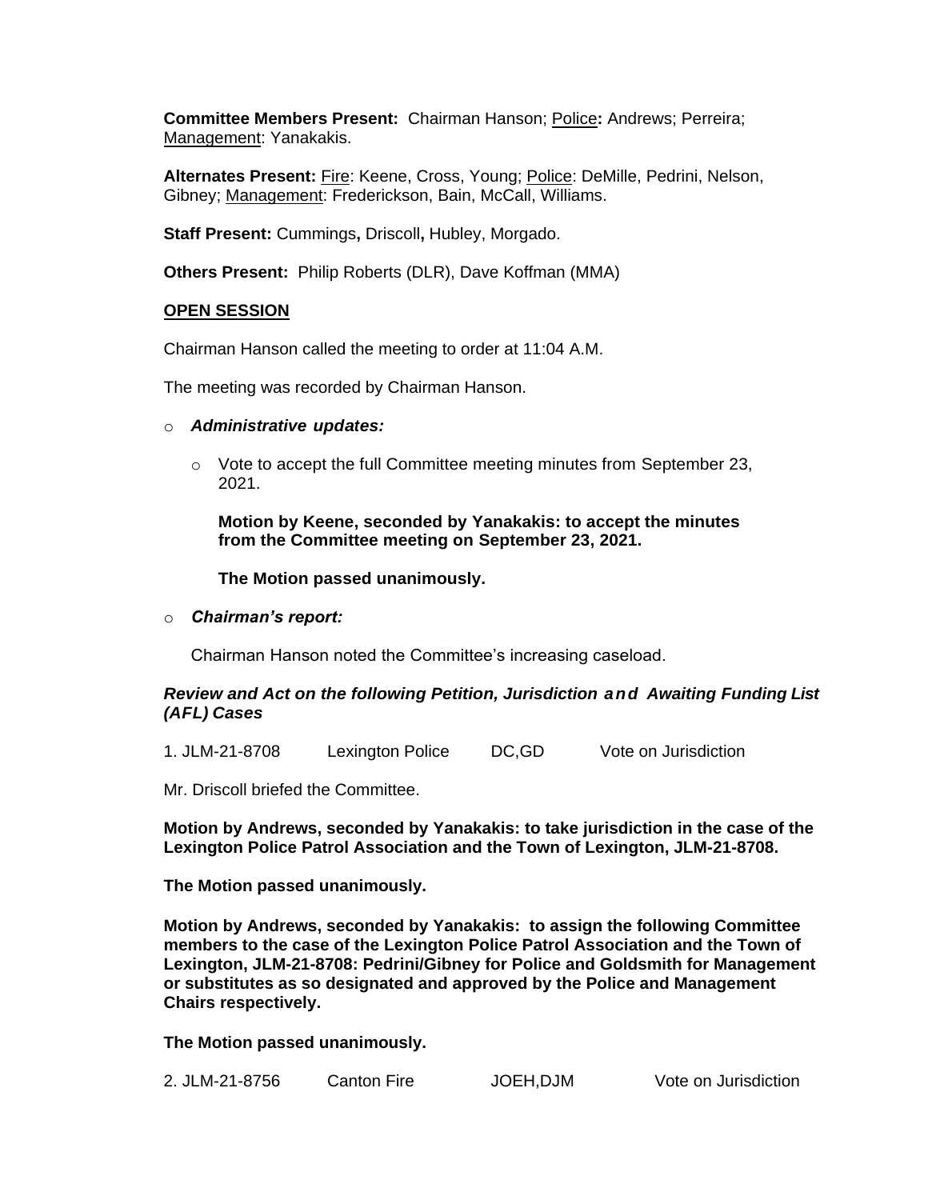**Committee Members Present:** Chairman Hanson; Police**:** Andrews; Perreira; Management: Yanakakis.

**Alternates Present:** Fire: Keene, Cross, Young; Police: DeMille, Pedrini, Nelson, Gibney; Management: Frederickson, Bain, McCall, Williams.

**Staff Present:** Cummings**,** Driscoll**,** Hubley, Morgado.

**Others Present:** Philip Roberts (DLR), Dave Koffman (MMA)

**OPEN SESSION**

Chairman Hanson called the meeting to order at 11:04 A.M.

The meeting was recorded by Chairman Hanson.

- ***Administrative updates:***
  - Vote to accept the full Committee meeting minutes from September 23, 2021.

    **Motion by Keene, seconded by Yanakakis: to accept the minutes from the Committee meeting on September 23, 2021.**

    **The Motion passed unanimously.**

- ***Chairman's report:***

  Chairman Hanson noted the Committee's increasing caseload.

***Review and Act on the following Petition, Jurisdiction and Awaiting Funding List (AFL) Cases***

1. JLM-21-8708 Lexington Police DC,GD Vote on Jurisdiction

Mr. Driscoll briefed the Committee.

**Motion by Andrews, seconded by Yanakakis: to take jurisdiction in the case of the Lexington Police Patrol Association and the Town of Lexington, JLM-21-8708.**

**The Motion passed unanimously.**

**Motion by Andrews, seconded by Yanakakis: to assign the following Committee members to the case of the Lexington Police Patrol Association and the Town of Lexington, JLM-21-8708: Pedrini/Gibney for Police and Goldsmith for Management or substitutes as so designated and approved by the Police and Management Chairs respectively.**

**The Motion passed unanimously.**

2. JLM-21-8756 Canton Fire JOEH,DJM Vote on Jurisdiction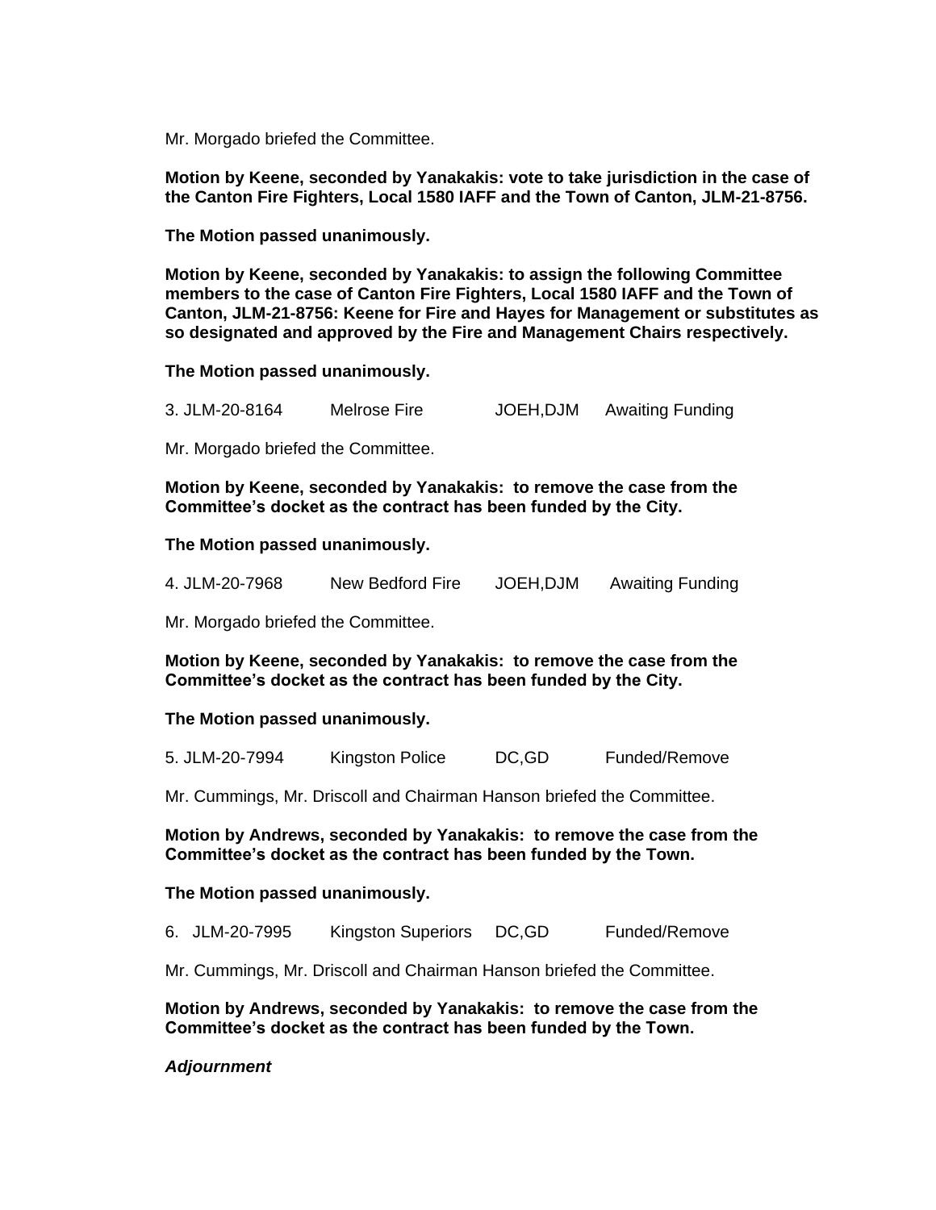Mr. Morgado briefed the Committee.

**Motion by Keene, seconded by Yanakakis: vote to take jurisdiction in the case of the Canton Fire Fighters, Local 1580 IAFF and the Town of Canton, JLM-21-8756.**

**The Motion passed unanimously.**

**Motion by Keene, seconded by Yanakakis: to assign the following Committee members to the case of Canton Fire Fighters, Local 1580 IAFF and the Town of Canton, JLM-21-8756: Keene for Fire and Hayes for Management or substitutes as so designated and approved by the Fire and Management Chairs respectively.**

**The Motion passed unanimously.**

3. JLM-20-8164 Melrose Fire JOEH,DJM Awaiting Funding

Mr. Morgado briefed the Committee.

**Motion by Keene, seconded by Yanakakis: to remove the case from the Committee's docket as the contract has been funded by the City.**

**The Motion passed unanimously.**

4. JLM-20-7968 New Bedford Fire JOEH,DJM Awaiting Funding

Mr. Morgado briefed the Committee.

**Motion by Keene, seconded by Yanakakis: to remove the case from the Committee's docket as the contract has been funded by the City.**

**The Motion passed unanimously.**

5. JLM-20-7994 Kingston Police DC,GD Funded/Remove

Mr. Cummings, Mr. Driscoll and Chairman Hanson briefed the Committee.

**Motion by Andrews, seconded by Yanakakis: to remove the case from the Committee's docket as the contract has been funded by the Town.**

**The Motion passed unanimously.**

6. JLM-20-7995 Kingston Superiors DC,GD Funded/Remove

Mr. Cummings, Mr. Driscoll and Chairman Hanson briefed the Committee.

**Motion by Andrews, seconded by Yanakakis: to remove the case from the Committee's docket as the contract has been funded by the Town.**

***Adjournment***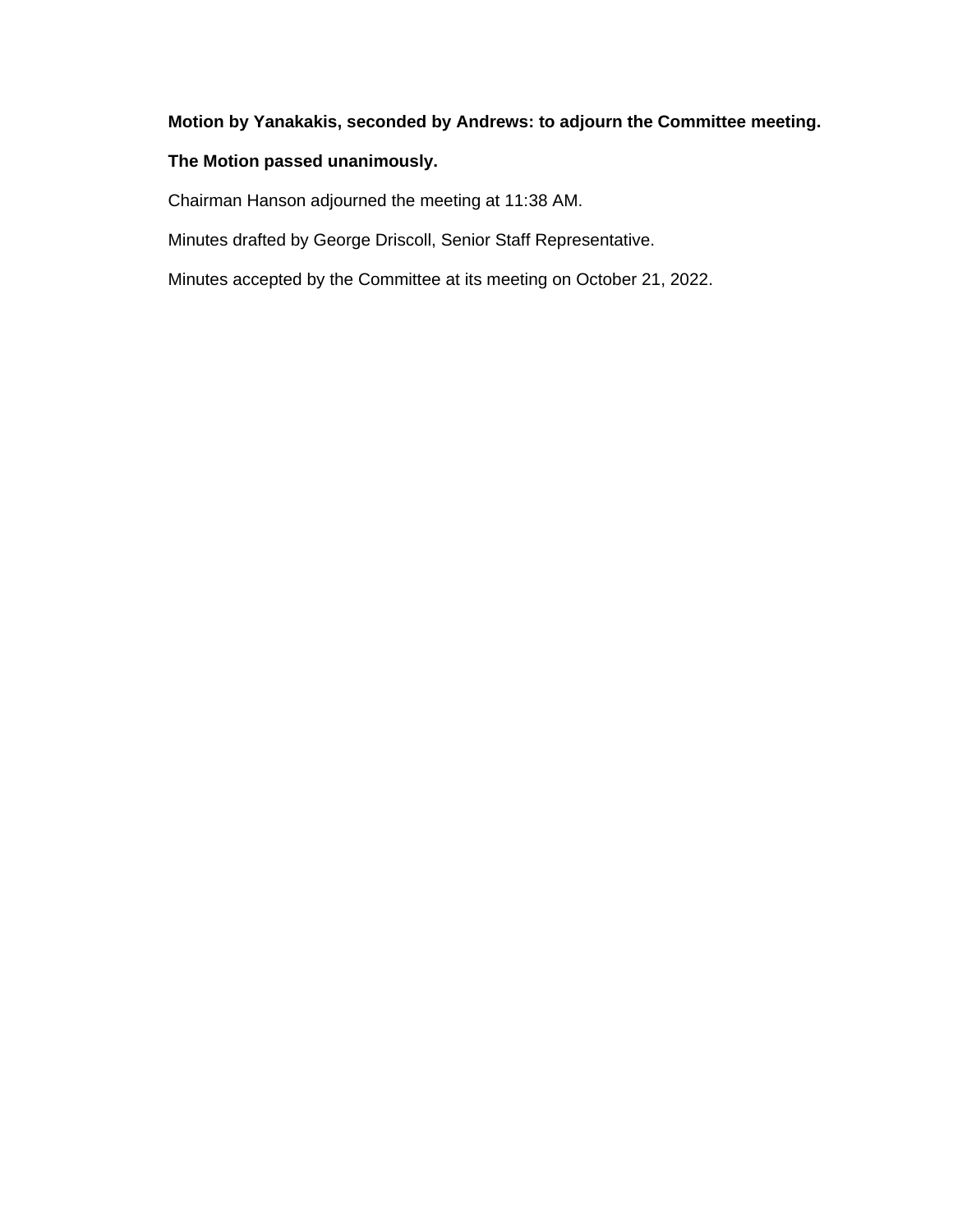**Motion by Yanakakis, seconded by Andrews: to adjourn the Committee meeting.**

**The Motion passed unanimously.**

Chairman Hanson adjourned the meeting at 11:38 AM.

Minutes drafted by George Driscoll, Senior Staff Representative.

Minutes accepted by the Committee at its meeting on October 21, 2022.